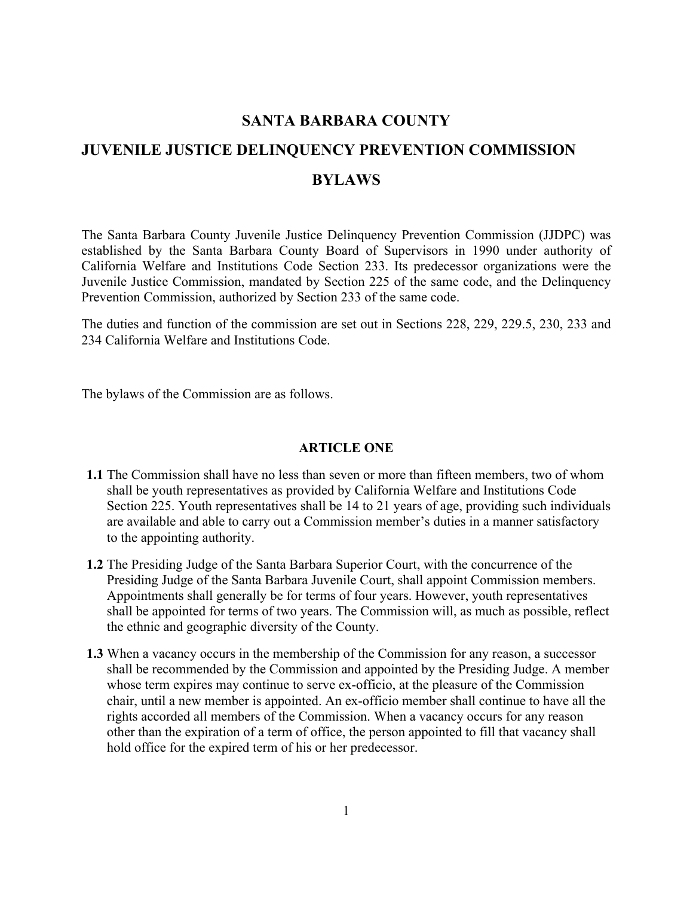# SANTA BARBARA COUNTY

# JUVENILE JUSTICE DELINQUENCY PREVENTION COMMISSION

# BYLAWS

The Santa Barbara County Juvenile Justice Delinquency Prevention Commission (JJDPC) was established by the Santa Barbara County Board of Supervisors in 1990 under authority of California Welfare and Institutions Code Section 233. Its predecessor organizations were the Juvenile Justice Commission, mandated by Section 225 of the same code, and the Delinquency Prevention Commission, authorized by Section 233 of the same code.

The duties and function of the commission are set out in Sections 228, 229, 229.5, 230, 233 and 234 California Welfare and Institutions Code.

The bylaws of the Commission are as follows.

## ARTICLE ONE

**1.1** The Commission shall have no less than seven or more than fifteen members, two of whom shall be youth representatives as provided by California Welfare and Institutions Code Section 225. Youth representatives shall be 14 to 21 years of age, providing such individuals are available and able to carry out a Commission member's duties in a manner satisfactory to the appointing authority.

**1.2** The Presiding Judge of the Santa Barbara Superior Court, with the concurrence of the Presiding Judge of the Santa Barbara Juvenile Court, shall appoint Commission members. Appointments shall generally be for terms of four years. However, youth representatives shall be appointed for terms of two years. The Commission will, as much as possible, reflect the ethnic and geographic diversity of the County.

**1.3** When a vacancy occurs in the membership of the Commission for any reason, a successor shall be recommended by the Commission and appointed by the Presiding Judge. A member whose term expires may continue to serve ex-officio, at the pleasure of the Commission chair, until a new member is appointed. An ex-officio member shall continue to have all the rights accorded all members of the Commission. When a vacancy occurs for any reason other than the expiration of a term of office, the person appointed to fill that vacancy shall hold office for the expired term of his or her predecessor.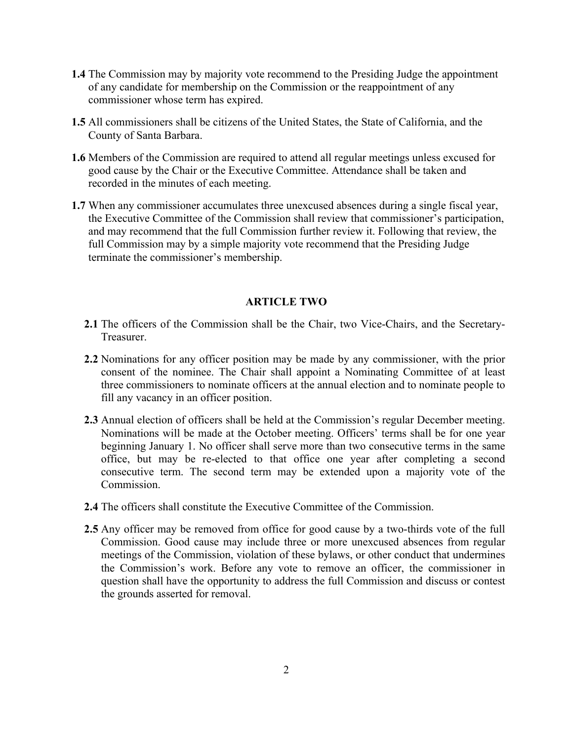**1.4** The Commission may by majority vote recommend to the Presiding Judge the appointment of any candidate for membership on the Commission or the reappointment of any commissioner whose term has expired.

**1.5** All commissioners shall be citizens of the United States, the State of California, and the County of Santa Barbara.

**1.6** Members of the Commission are required to attend all regular meetings unless excused for good cause by the Chair or the Executive Committee. Attendance shall be taken and recorded in the minutes of each meeting.

**1.7** When any commissioner accumulates three unexcused absences during a single fiscal year, the Executive Committee of the Commission shall review that commissioner's participation, and may recommend that the full Commission further review it. Following that review, the full Commission may by a simple majority vote recommend that the Presiding Judge terminate the commissioner's membership.

## ARTICLE TWO

**2.1** The officers of the Commission shall be the Chair, two Vice-Chairs, and the Secretary-Treasurer.

**2.2** Nominations for any officer position may be made by any commissioner, with the prior consent of the nominee. The Chair shall appoint a Nominating Committee of at least three commissioners to nominate officers at the annual election and to nominate people to fill any vacancy in an officer position.

**2.3** Annual election of officers shall be held at the Commission's regular December meeting. Nominations will be made at the October meeting. Officers' terms shall be for one year beginning January 1. No officer shall serve more than two consecutive terms in the same office, but may be re-elected to that office one year after completing a second consecutive term. The second term may be extended upon a majority vote of the Commission.

**2.4** The officers shall constitute the Executive Committee of the Commission.

**2.5** Any officer may be removed from office for good cause by a two-thirds vote of the full Commission. Good cause may include three or more unexcused absences from regular meetings of the Commission, violation of these bylaws, or other conduct that undermines the Commission's work. Before any vote to remove an officer, the commissioner in question shall have the opportunity to address the full Commission and discuss or contest the grounds asserted for removal.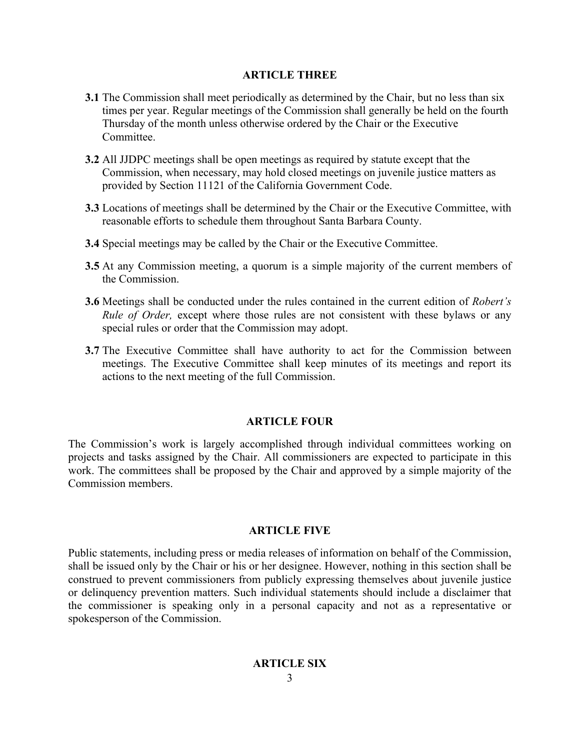## ARTICLE THREE

**3.1** The Commission shall meet periodically as determined by the Chair, but no less than six times per year. Regular meetings of the Commission shall generally be held on the fourth Thursday of the month unless otherwise ordered by the Chair or the Executive Committee.

**3.2** All JJDPC meetings shall be open meetings as required by statute except that the Commission, when necessary, may hold closed meetings on juvenile justice matters as provided by Section 11121 of the California Government Code.

**3.3** Locations of meetings shall be determined by the Chair or the Executive Committee, with reasonable efforts to schedule them throughout Santa Barbara County.

**3.4** Special meetings may be called by the Chair or the Executive Committee.

**3.5** At any Commission meeting, a quorum is a simple majority of the current members of the Commission.

**3.6** Meetings shall be conducted under the rules contained in the current edition of *Robert's Rule of Order,* except where those rules are not consistent with these bylaws or any special rules or order that the Commission may adopt.

**3.7** The Executive Committee shall have authority to act for the Commission between meetings. The Executive Committee shall keep minutes of its meetings and report its actions to the next meeting of the full Commission.

## ARTICLE FOUR

The Commission's work is largely accomplished through individual committees working on projects and tasks assigned by the Chair. All commissioners are expected to participate in this work. The committees shall be proposed by the Chair and approved by a simple majority of the Commission members.

## ARTICLE FIVE

Public statements, including press or media releases of information on behalf of the Commission, shall be issued only by the Chair or his or her designee. However, nothing in this section shall be construed to prevent commissioners from publicly expressing themselves about juvenile justice or delinquency prevention matters. Such individual statements should include a disclaimer that the commissioner is speaking only in a personal capacity and not as a representative or spokesperson of the Commission.

## ARTICLE SIX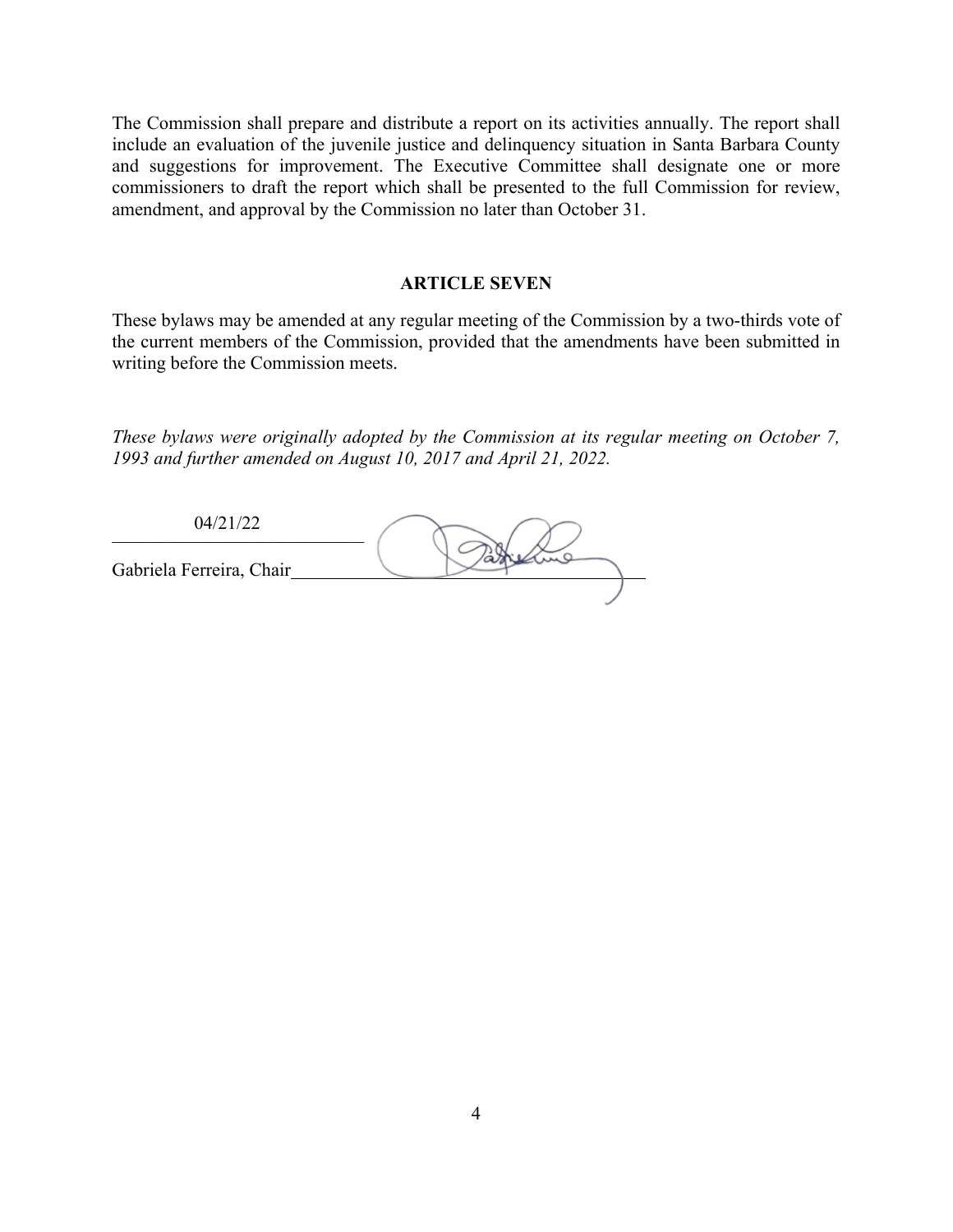The Commission shall prepare and distribute a report on its activities annually. The report shall include an evaluation of the juvenile justice and delinquency situation in Santa Barbara County and suggestions for improvement. The Executive Committee shall designate one or more commissioners to draft the report which shall be presented to the full Commission for review, amendment, and approval by the Commission no later than October 31.

## ARTICLE SEVEN

These bylaws may be amended at any regular meeting of the Commission by a two-thirds vote of the current members of the Commission, provided that the amendments have been submitted in writing before the Commission meets.

*These bylaws were originally adopted by the Commission at its regular meeting on October 7, 1993 and further amended on August 10, 2017 and April 21, 2022.*

04/21/22

Gabriela Ferreira, Chair